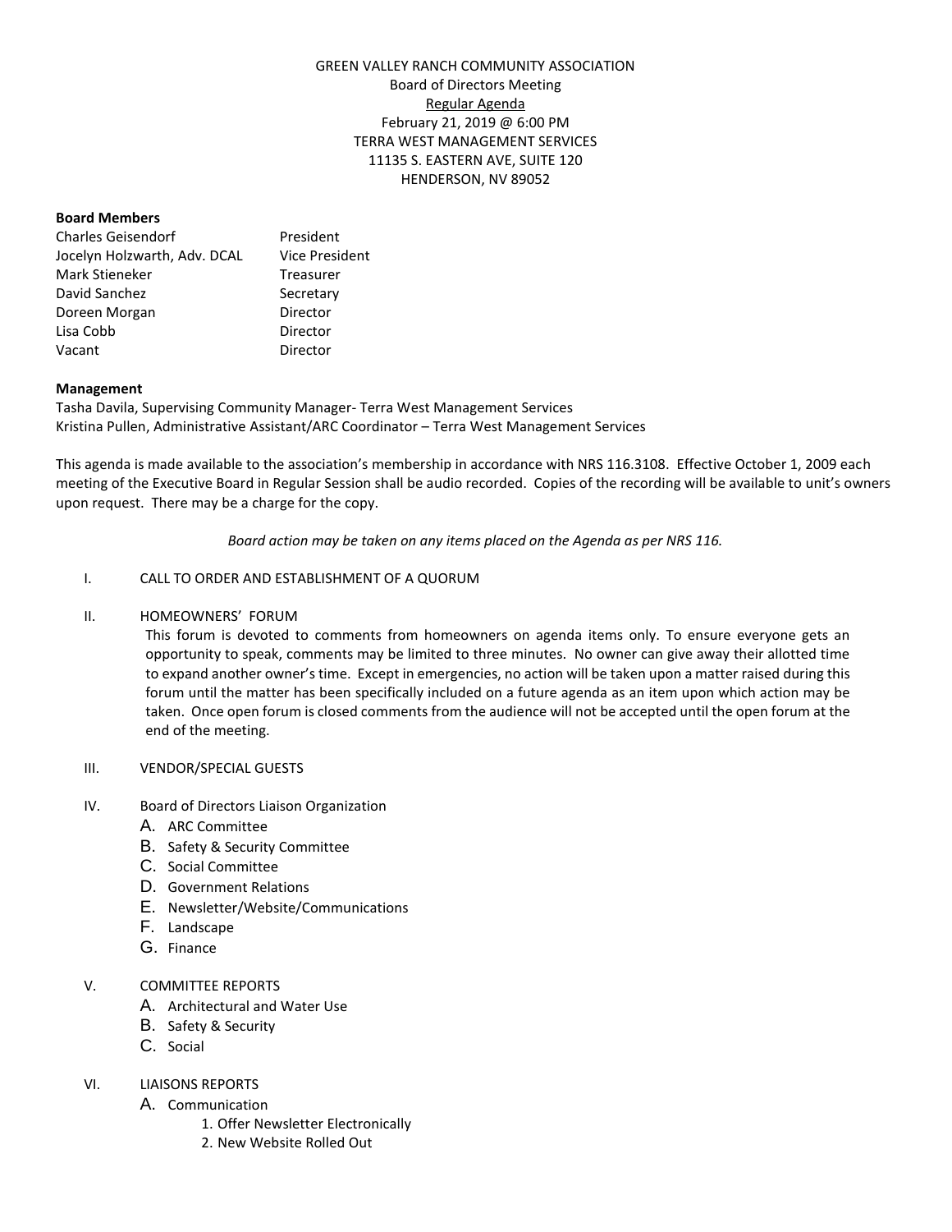GREEN VALLEY RANCH COMMUNITY ASSOCIATION
Board of Directors Meeting
Regular Agenda
February 21, 2019 @ 6:00 PM
TERRA WEST MANAGEMENT SERVICES
11135 S. EASTERN AVE, SUITE 120
HENDERSON, NV 89052

**Board Members**

| | |
|---|---|
| Charles Geisendorf | President |
| Jocelyn Holzwarth, Adv. DCAL | Vice President |
| Mark Stieneker | Treasurer |
| David Sanchez | Secretary |
| Doreen Morgan | Director |
| Lisa Cobb | Director |
| Vacant | Director |

**Management**

Tasha Davila, Supervising Community Manager- Terra West Management Services
Kristina Pullen, Administrative Assistant/ARC Coordinator – Terra West Management Services

This agenda is made available to the association's membership in accordance with NRS 116.3108. Effective October 1, 2009 each meeting of the Executive Board in Regular Session shall be audio recorded. Copies of the recording will be available to unit's owners upon request. There may be a charge for the copy.

*Board action may be taken on any items placed on the Agenda as per NRS 116.*

I. CALL TO ORDER AND ESTABLISHMENT OF A QUORUM

II. HOMEOWNERS' FORUM
This forum is devoted to comments from homeowners on agenda items only. To ensure everyone gets an opportunity to speak, comments may be limited to three minutes. No owner can give away their allotted time to expand another owner's time. Except in emergencies, no action will be taken upon a matter raised during this forum until the matter has been specifically included on a future agenda as an item upon which action may be taken. Once open forum is closed comments from the audience will not be accepted until the open forum at the end of the meeting.

III. VENDOR/SPECIAL GUESTS

IV. Board of Directors Liaison Organization
- A. ARC Committee
- B. Safety & Security Committee
- C. Social Committee
- D. Government Relations
- E. Newsletter/Website/Communications
- F. Landscape
- G. Finance

V. COMMITTEE REPORTS
- A. Architectural and Water Use
- B. Safety & Security
- C. Social

VI. LIAISONS REPORTS
- A. Communication
  1. Offer Newsletter Electronically
  2. New Website Rolled Out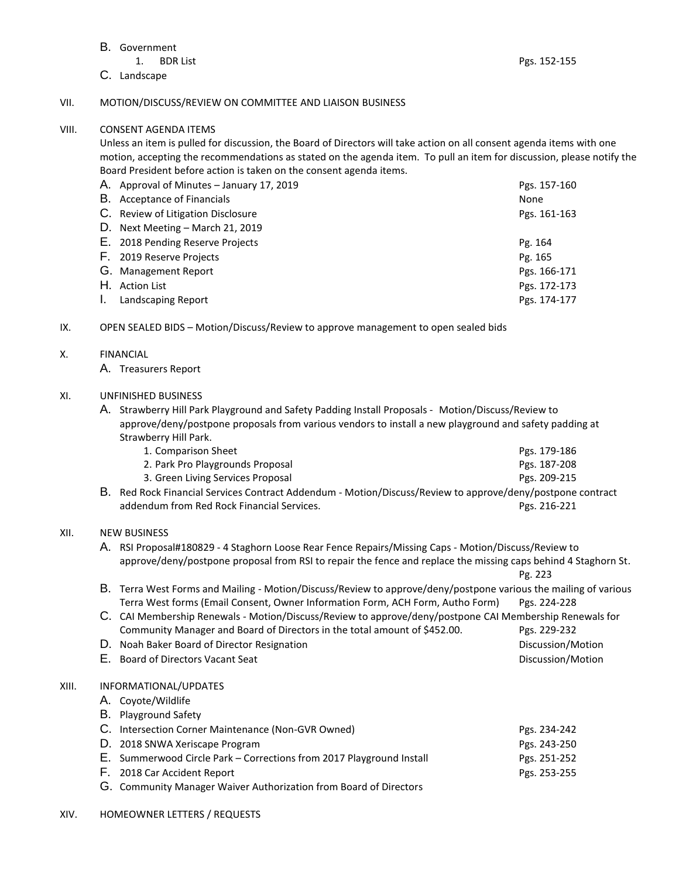B. Government
   1. BDR List — Pgs. 152-155

C. Landscape

VII. MOTION/DISCUSS/REVIEW ON COMMITTEE AND LIAISON BUSINESS

VIII. CONSENT AGENDA ITEMS

Unless an item is pulled for discussion, the Board of Directors will take action on all consent agenda items with one motion, accepting the recommendations as stated on the agenda item. To pull an item for discussion, please notify the Board President before action is taken on the consent agenda items.

| | Item | Pages |
|---|---|---|
| A. | Approval of Minutes – January 17, 2019 | Pgs. 157-160 |
| B. | Acceptance of Financials | None |
| C. | Review of Litigation Disclosure | Pgs. 161-163 |
| D. | Next Meeting – March 21, 2019 | |
| E. | 2018 Pending Reserve Projects | Pg. 164 |
| F. | 2019 Reserve Projects | Pg. 165 |
| G. | Management Report | Pgs. 166-171 |
| H. | Action List | Pgs. 172-173 |
| I. | Landscaping Report | Pgs. 174-177 |

IX. OPEN SEALED BIDS – Motion/Discuss/Review to approve management to open sealed bids

X. FINANCIAL

A. Treasurers Report

XI. UNFINISHED BUSINESS

A. Strawberry Hill Park Playground and Safety Padding Install Proposals - Motion/Discuss/Review to approve/deny/postpone proposals from various vendors to install a new playground and safety padding at Strawberry Hill Park.
   1. Comparison Sheet — Pgs. 179-186
   2. Park Pro Playgrounds Proposal — Pgs. 187-208
   3. Green Living Services Proposal — Pgs. 209-215

B. Red Rock Financial Services Contract Addendum - Motion/Discuss/Review to approve/deny/postpone contract addendum from Red Rock Financial Services. — Pgs. 216-221

XII. NEW BUSINESS

A. RSI Proposal#180829 - 4 Staghorn Loose Rear Fence Repairs/Missing Caps - Motion/Discuss/Review to approve/deny/postpone proposal from RSI to repair the fence and replace the missing caps behind 4 Staghorn St. — Pg. 223

B. Terra West Forms and Mailing - Motion/Discuss/Review to approve/deny/postpone various the mailing of various Terra West forms (Email Consent, Owner Information Form, ACH Form, Autho Form) — Pgs. 224-228

C. CAI Membership Renewals - Motion/Discuss/Review to approve/deny/postpone CAI Membership Renewals for Community Manager and Board of Directors in the total amount of $452.00. — Pgs. 229-232

D. Noah Baker Board of Director Resignation — Discussion/Motion

E. Board of Directors Vacant Seat — Discussion/Motion

XIII. INFORMATIONAL/UPDATES

| | Item | Pages |
|---|---|---|
| A. | Coyote/Wildlife | |
| B. | Playground Safety | |
| C. | Intersection Corner Maintenance (Non-GVR Owned) | Pgs. 234-242 |
| D. | 2018 SNWA Xeriscape Program | Pgs. 243-250 |
| E. | Summerwood Circle Park – Corrections from 2017 Playground Install | Pgs. 251-252 |
| F. | 2018 Car Accident Report | Pgs. 253-255 |
| G. | Community Manager Waiver Authorization from Board of Directors | |

XIV. HOMEOWNER LETTERS / REQUESTS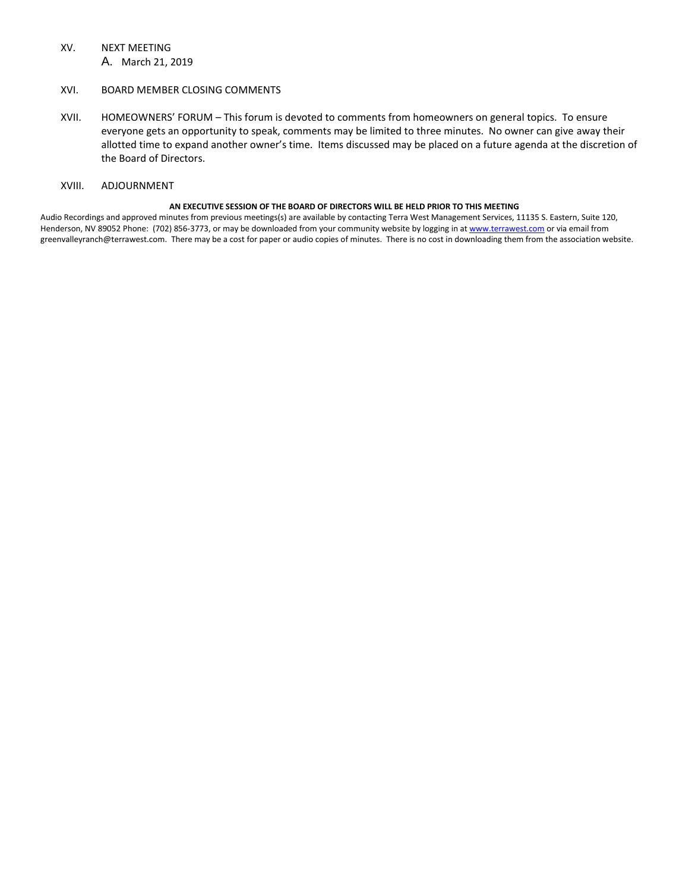XV. NEXT MEETING

A. March 21, 2019

XVI. BOARD MEMBER CLOSING COMMENTS

XVII. HOMEOWNERS' FORUM – This forum is devoted to comments from homeowners on general topics. To ensure everyone gets an opportunity to speak, comments may be limited to three minutes. No owner can give away their allotted time to expand another owner's time. Items discussed may be placed on a future agenda at the discretion of the Board of Directors.

XVIII. ADJOURNMENT

**AN EXECUTIVE SESSION OF THE BOARD OF DIRECTORS WILL BE HELD PRIOR TO THIS MEETING**

Audio Recordings and approved minutes from previous meetings(s) are available by contacting Terra West Management Services, 11135 S. Eastern, Suite 120, Henderson, NV 89052 Phone: (702) 856-3773, or may be downloaded from your community website by logging in at www.terrawest.com or via email from greenvalleyranch@terrawest.com. There may be a cost for paper or audio copies of minutes. There is no cost in downloading them from the association website.